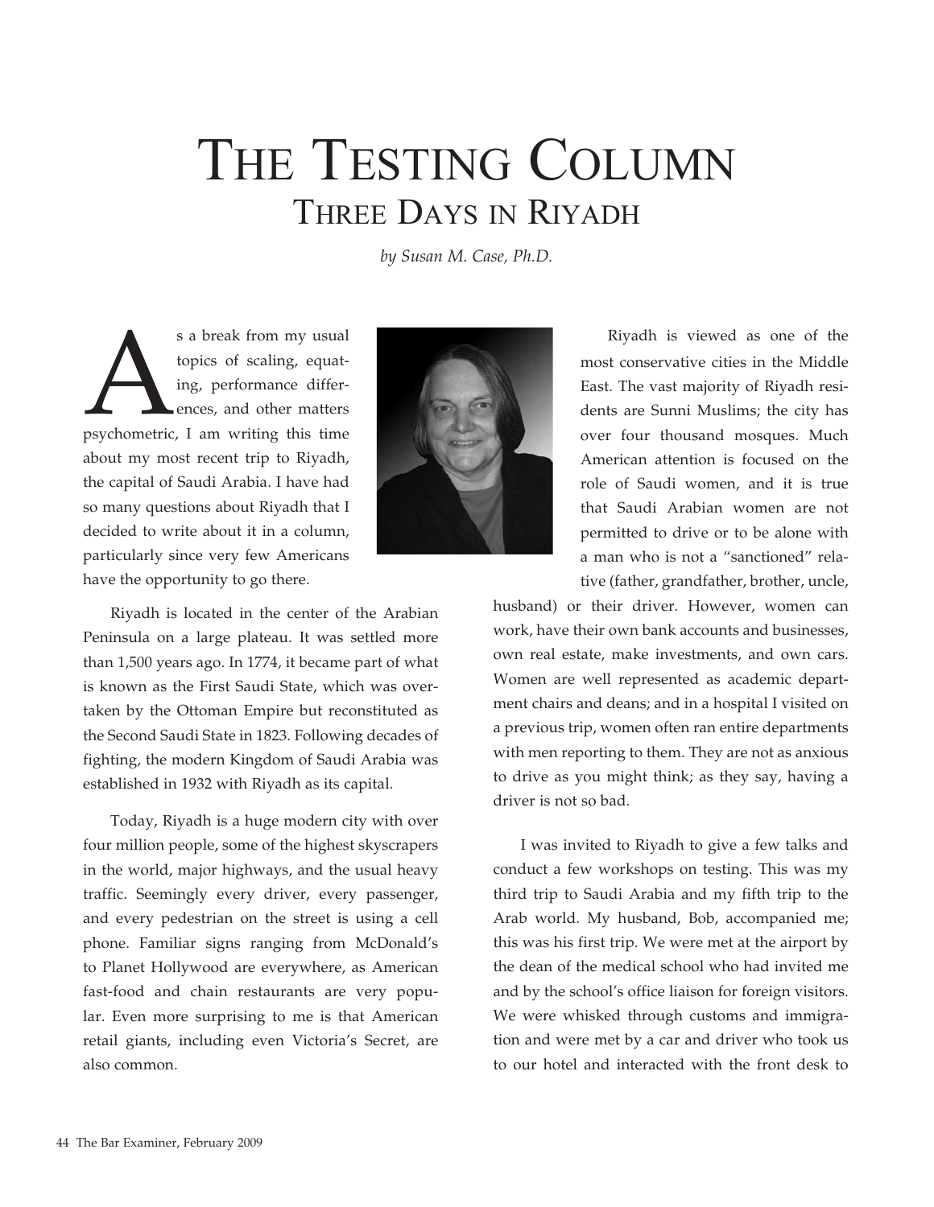# The Testing Column

## Three Days in Riyadh

*by Susan M. Case, Ph.D.*

As a break from my usual topics of scaling, equating, performance differences, and other matters psychometric, I am writing this time about my most recent trip to Riyadh, the capital of Saudi Arabia. I have had so many questions about Riyadh that I decided to write about it in a column, particularly since very few Americans have the opportunity to go there.

Riyadh is located in the center of the Arabian Peninsula on a large plateau. It was settled more than 1,500 years ago. In 1774, it became part of what is known as the First Saudi State, which was overtaken by the Ottoman Empire but reconstituted as the Second Saudi State in 1823. Following decades of fighting, the modern Kingdom of Saudi Arabia was established in 1932 with Riyadh as its capital.

Today, Riyadh is a huge modern city with over four million people, some of the highest skyscrapers in the world, major highways, and the usual heavy traffic. Seemingly every driver, every passenger, and every pedestrian on the street is using a cell phone. Familiar signs ranging from McDonald's to Planet Hollywood are everywhere, as American fast-food and chain restaurants are very popular. Even more surprising to me is that American retail giants, including even Victoria's Secret, are also common.

Riyadh is viewed as one of the most conservative cities in the Middle East. The vast majority of Riyadh residents are Sunni Muslims; the city has over four thousand mosques. Much American attention is focused on the role of Saudi women, and it is true that Saudi Arabian women are not permitted to drive or to be alone with a man who is not a "sanctioned" relative (father, grandfather, brother, uncle, husband) or their driver. However, women can work, have their own bank accounts and businesses, own real estate, make investments, and own cars. Women are well represented as academic department chairs and deans; and in a hospital I visited on a previous trip, women often ran entire departments with men reporting to them. They are not as anxious to drive as you might think; as they say, having a driver is not so bad.

I was invited to Riyadh to give a few talks and conduct a few workshops on testing. This was my third trip to Saudi Arabia and my fifth trip to the Arab world. My husband, Bob, accompanied me; this was his first trip. We were met at the airport by the dean of the medical school who had invited me and by the school's office liaison for foreign visitors. We were whisked through customs and immigration and were met by a car and driver who took us to our hotel and interacted with the front desk to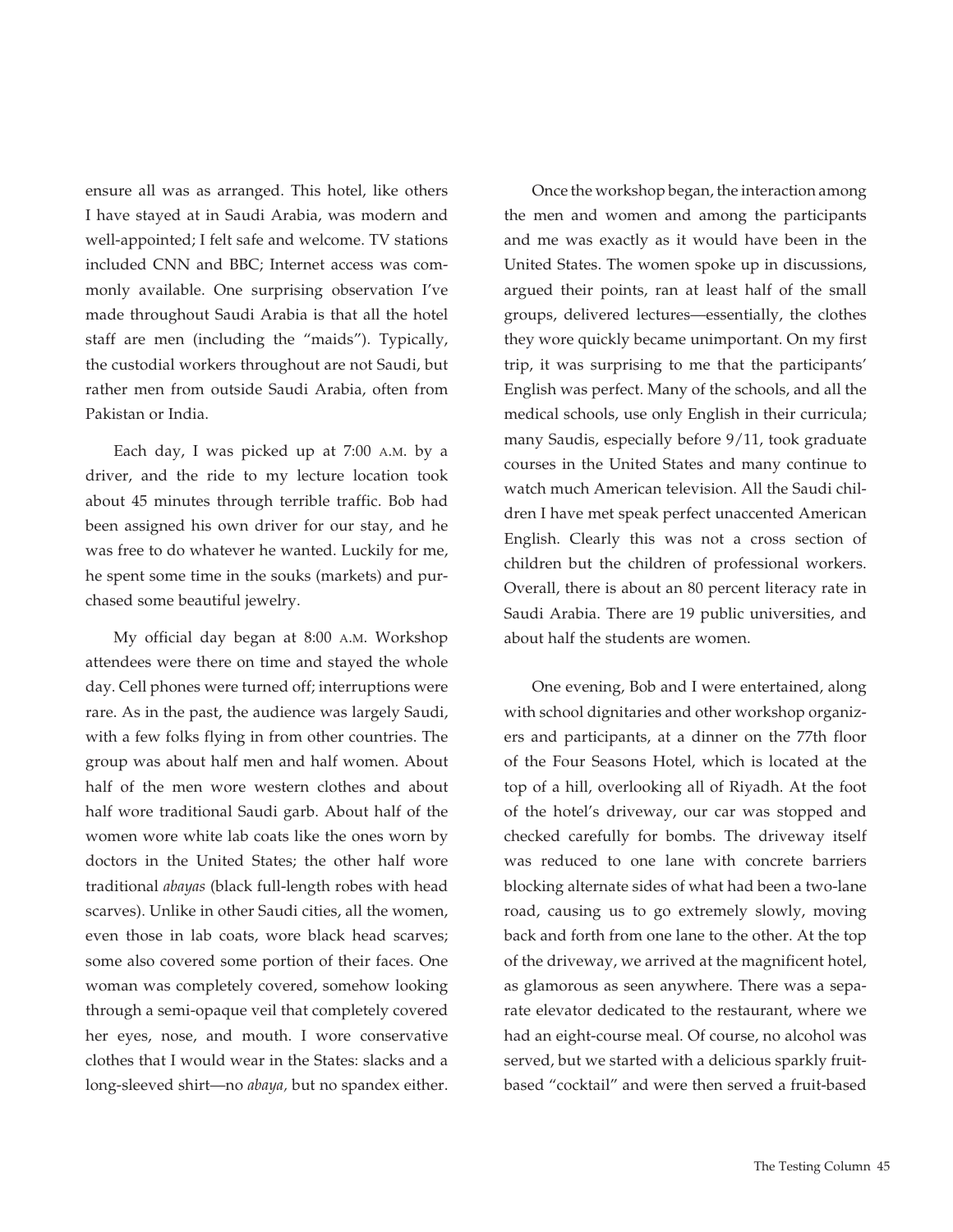ensure all was as arranged. This hotel, like others I have stayed at in Saudi Arabia, was modern and well-appointed; I felt safe and welcome. TV stations included CNN and BBC; Internet access was commonly available. One surprising observation I've made throughout Saudi Arabia is that all the hotel staff are men (including the "maids"). Typically, the custodial workers throughout are not Saudi, but rather men from outside Saudi Arabia, often from Pakistan or India.

Each day, I was picked up at 7:00 A.M. by a driver, and the ride to my lecture location took about 45 minutes through terrible traffic. Bob had been assigned his own driver for our stay, and he was free to do whatever he wanted. Luckily for me, he spent some time in the souks (markets) and purchased some beautiful jewelry.

My official day began at 8:00 A.M. Workshop attendees were there on time and stayed the whole day. Cell phones were turned off; interruptions were rare. As in the past, the audience was largely Saudi, with a few folks flying in from other countries. The group was about half men and half women. About half of the men wore western clothes and about half wore traditional Saudi garb. About half of the women wore white lab coats like the ones worn by doctors in the United States; the other half wore traditional *abayas* (black full-length robes with head scarves). Unlike in other Saudi cities, all the women, even those in lab coats, wore black head scarves; some also covered some portion of their faces. One woman was completely covered, somehow looking through a semi-opaque veil that completely covered her eyes, nose, and mouth. I wore conservative clothes that I would wear in the States: slacks and a long-sleeved shirt—no *abaya,* but no spandex either.

Once the workshop began, the interaction among the men and women and among the participants and me was exactly as it would have been in the United States. The women spoke up in discussions, argued their points, ran at least half of the small groups, delivered lectures—essentially, the clothes they wore quickly became unimportant. On my first trip, it was surprising to me that the participants' English was perfect. Many of the schools, and all the medical schools, use only English in their curricula; many Saudis, especially before 9/11, took graduate courses in the United States and many continue to watch much American television. All the Saudi children I have met speak perfect unaccented American English. Clearly this was not a cross section of children but the children of professional workers. Overall, there is about an 80 percent literacy rate in Saudi Arabia. There are 19 public universities, and about half the students are women.

One evening, Bob and I were entertained, along with school dignitaries and other workshop organizers and participants, at a dinner on the 77th floor of the Four Seasons Hotel, which is located at the top of a hill, overlooking all of Riyadh. At the foot of the hotel's driveway, our car was stopped and checked carefully for bombs. The driveway itself was reduced to one lane with concrete barriers blocking alternate sides of what had been a two-lane road, causing us to go extremely slowly, moving back and forth from one lane to the other. At the top of the driveway, we arrived at the magnificent hotel, as glamorous as seen anywhere. There was a separate elevator dedicated to the restaurant, where we had an eight-course meal. Of course, no alcohol was served, but we started with a delicious sparkly fruit-based "cocktail" and were then served a fruit-based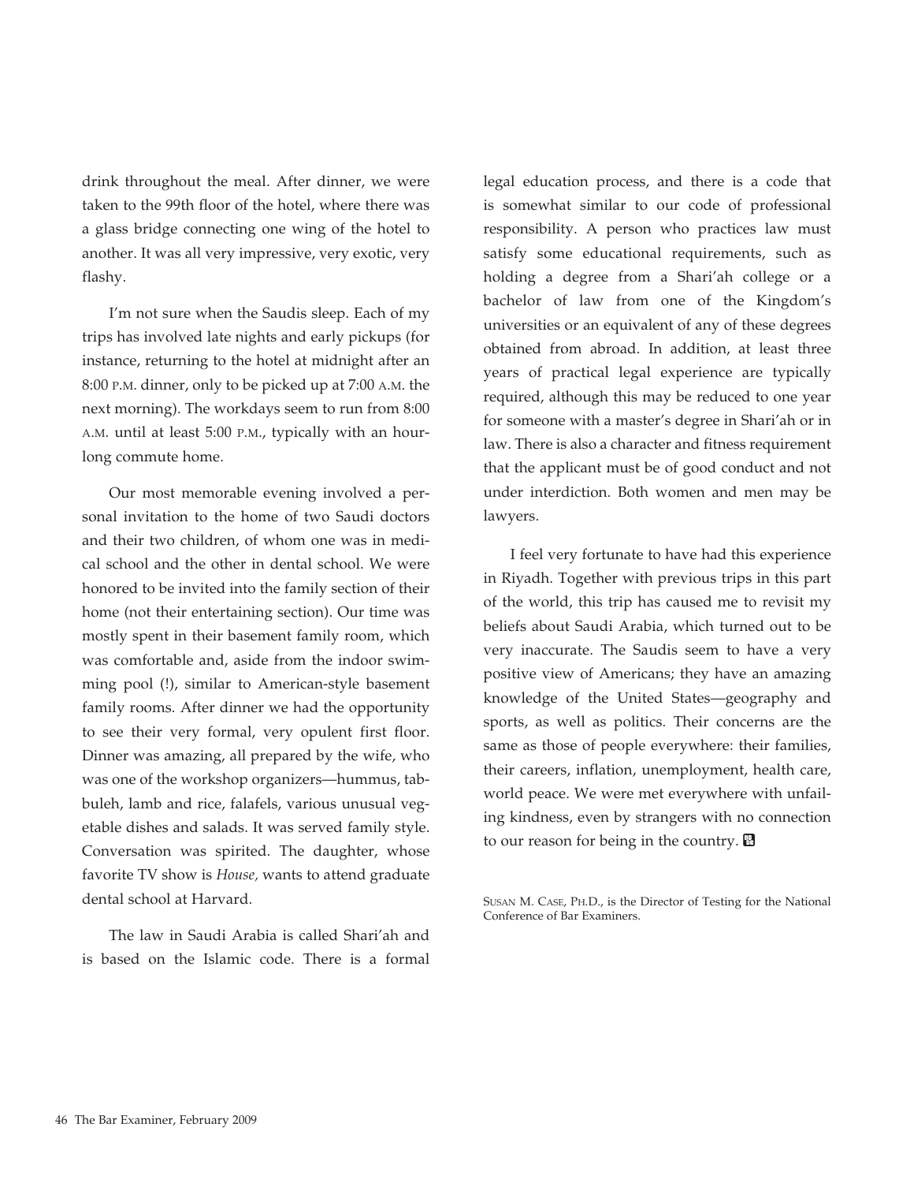drink throughout the meal. After dinner, we were taken to the 99th floor of the hotel, where there was a glass bridge connecting one wing of the hotel to another. It was all very impressive, very exotic, very flashy.

I'm not sure when the Saudis sleep. Each of my trips has involved late nights and early pickups (for instance, returning to the hotel at midnight after an 8:00 P.M. dinner, only to be picked up at 7:00 A.M. the next morning). The workdays seem to run from 8:00 A.M. until at least 5:00 P.M., typically with an hour-long commute home.

Our most memorable evening involved a personal invitation to the home of two Saudi doctors and their two children, of whom one was in medical school and the other in dental school. We were honored to be invited into the family section of their home (not their entertaining section). Our time was mostly spent in their basement family room, which was comfortable and, aside from the indoor swimming pool (!), similar to American-style basement family rooms. After dinner we had the opportunity to see their very formal, very opulent first floor. Dinner was amazing, all prepared by the wife, who was one of the workshop organizers—hummus, tabbuleh, lamb and rice, falafels, various unusual vegetable dishes and salads. It was served family style. Conversation was spirited. The daughter, whose favorite TV show is *House,* wants to attend graduate dental school at Harvard.

The law in Saudi Arabia is called Shari'ah and is based on the Islamic code. There is a formal legal education process, and there is a code that is somewhat similar to our code of professional responsibility. A person who practices law must satisfy some educational requirements, such as holding a degree from a Shari'ah college or a bachelor of law from one of the Kingdom's universities or an equivalent of any of these degrees obtained from abroad. In addition, at least three years of practical legal experience are typically required, although this may be reduced to one year for someone with a master's degree in Shari'ah or in law. There is also a character and fitness requirement that the applicant must be of good conduct and not under interdiction. Both women and men may be lawyers.

I feel very fortunate to have had this experience in Riyadh. Together with previous trips in this part of the world, this trip has caused me to revisit my beliefs about Saudi Arabia, which turned out to be very inaccurate. The Saudis seem to have a very positive view of Americans; they have an amazing knowledge of the United States—geography and sports, as well as politics. Their concerns are the same as those of people everywhere: their families, their careers, inflation, unemployment, health care, world peace. We were met everywhere with unfailing kindness, even by strangers with no connection to our reason for being in the country.

SUSAN M. CASE, PH.D., is the Director of Testing for the National Conference of Bar Examiners.